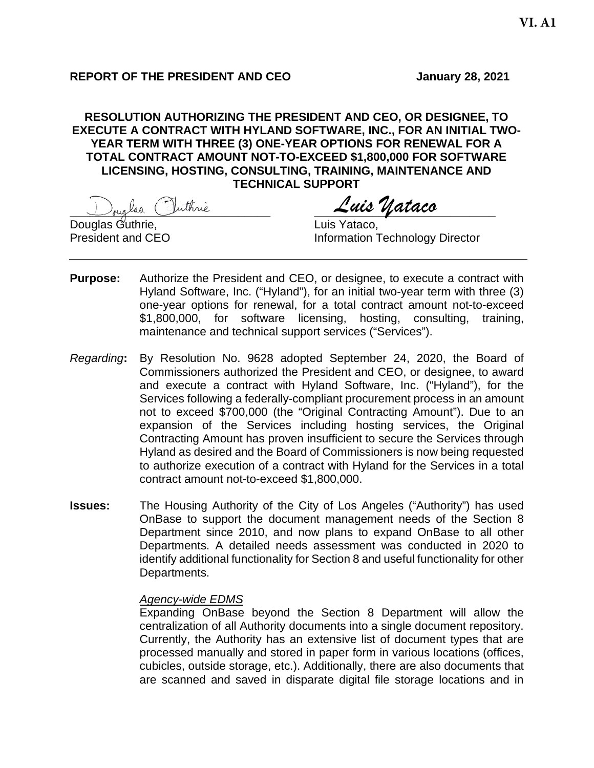VI. A1

**REPORT OF THE PRESIDENT AND CEO** **January 28, 2021**

**RESOLUTION AUTHORIZING THE PRESIDENT AND CEO, OR DESIGNEE, TO EXECUTE A CONTRACT WITH HYLAND SOFTWARE, INC., FOR AN INITIAL TWO-YEAR TERM WITH THREE (3) ONE-YEAR OPTIONS FOR RENEWAL FOR A TOTAL CONTRACT AMOUNT NOT-TO-EXCEED $1,800,000 FOR SOFTWARE LICENSING, HOSTING, CONSULTING, TRAINING, MAINTENANCE AND TECHNICAL SUPPORT**

Douglas Guthrie,
President and CEO

Luis Yataco,
Information Technology Director

---

**Purpose:** Authorize the President and CEO, or designee, to execute a contract with Hyland Software, Inc. ("Hyland"), for an initial two-year term with three (3) one-year options for renewal, for a total contract amount not-to-exceed $1,800,000, for software licensing, hosting, consulting, training, maintenance and technical support services ("Services").

*Regarding***:** By Resolution No. 9628 adopted September 24, 2020, the Board of Commissioners authorized the President and CEO, or designee, to award and execute a contract with Hyland Software, Inc. ("Hyland"), for the Services following a federally-compliant procurement process in an amount not to exceed $700,000 (the "Original Contracting Amount"). Due to an expansion of the Services including hosting services, the Original Contracting Amount has proven insufficient to secure the Services through Hyland as desired and the Board of Commissioners is now being requested to authorize execution of a contract with Hyland for the Services in a total contract amount not-to-exceed $1,800,000.

**Issues:** The Housing Authority of the City of Los Angeles ("Authority") has used OnBase to support the document management needs of the Section 8 Department since 2010, and now plans to expand OnBase to all other Departments. A detailed needs assessment was conducted in 2020 to identify additional functionality for Section 8 and useful functionality for other Departments.

*Agency-wide EDMS*

Expanding OnBase beyond the Section 8 Department will allow the centralization of all Authority documents into a single document repository. Currently, the Authority has an extensive list of document types that are processed manually and stored in paper form in various locations (offices, cubicles, outside storage, etc.). Additionally, there are also documents that are scanned and saved in disparate digital file storage locations and in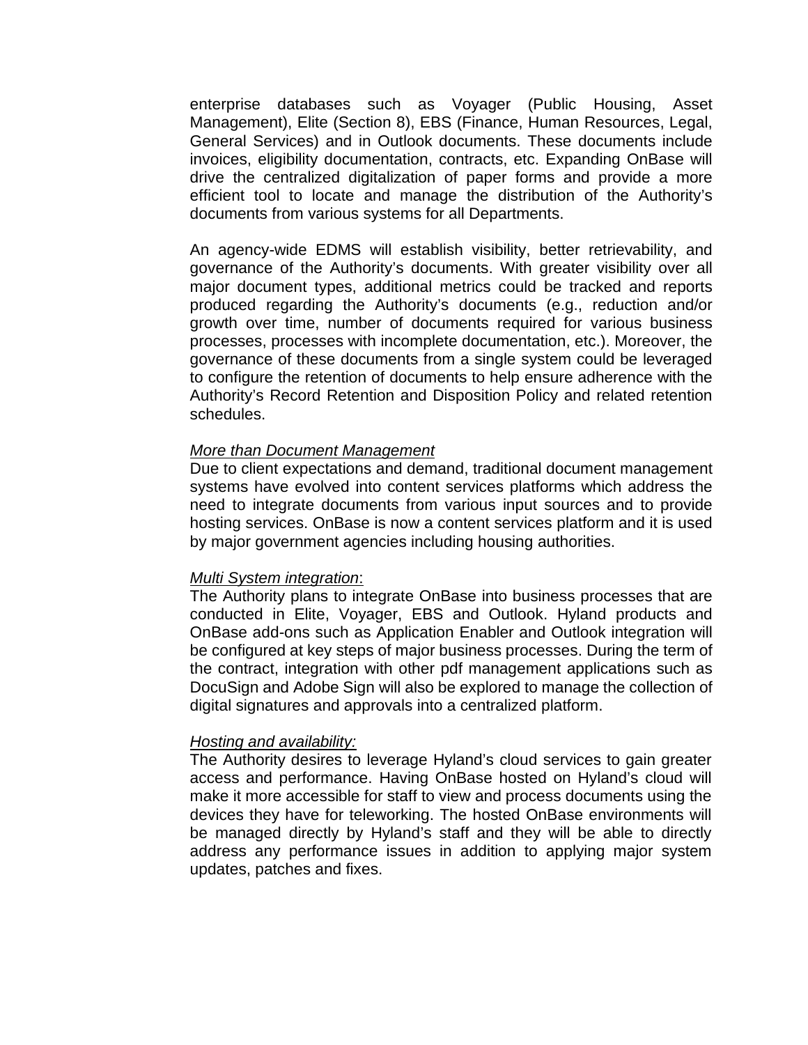enterprise databases such as Voyager (Public Housing, Asset Management), Elite (Section 8), EBS (Finance, Human Resources, Legal, General Services) and in Outlook documents. These documents include invoices, eligibility documentation, contracts, etc. Expanding OnBase will drive the centralized digitalization of paper forms and provide a more efficient tool to locate and manage the distribution of the Authority's documents from various systems for all Departments.

An agency-wide EDMS will establish visibility, better retrievability, and governance of the Authority's documents. With greater visibility over all major document types, additional metrics could be tracked and reports produced regarding the Authority's documents (e.g., reduction and/or growth over time, number of documents required for various business processes, processes with incomplete documentation, etc.). Moreover, the governance of these documents from a single system could be leveraged to configure the retention of documents to help ensure adherence with the Authority's Record Retention and Disposition Policy and related retention schedules.

*More than Document Management*

Due to client expectations and demand, traditional document management systems have evolved into content services platforms which address the need to integrate documents from various input sources and to provide hosting services. OnBase is now a content services platform and it is used by major government agencies including housing authorities.

*Multi System integration*:

The Authority plans to integrate OnBase into business processes that are conducted in Elite, Voyager, EBS and Outlook. Hyland products and OnBase add-ons such as Application Enabler and Outlook integration will be configured at key steps of major business processes. During the term of the contract, integration with other pdf management applications such as DocuSign and Adobe Sign will also be explored to manage the collection of digital signatures and approvals into a centralized platform.

*Hosting and availability:*

The Authority desires to leverage Hyland's cloud services to gain greater access and performance. Having OnBase hosted on Hyland's cloud will make it more accessible for staff to view and process documents using the devices they have for teleworking. The hosted OnBase environments will be managed directly by Hyland's staff and they will be able to directly address any performance issues in addition to applying major system updates, patches and fixes.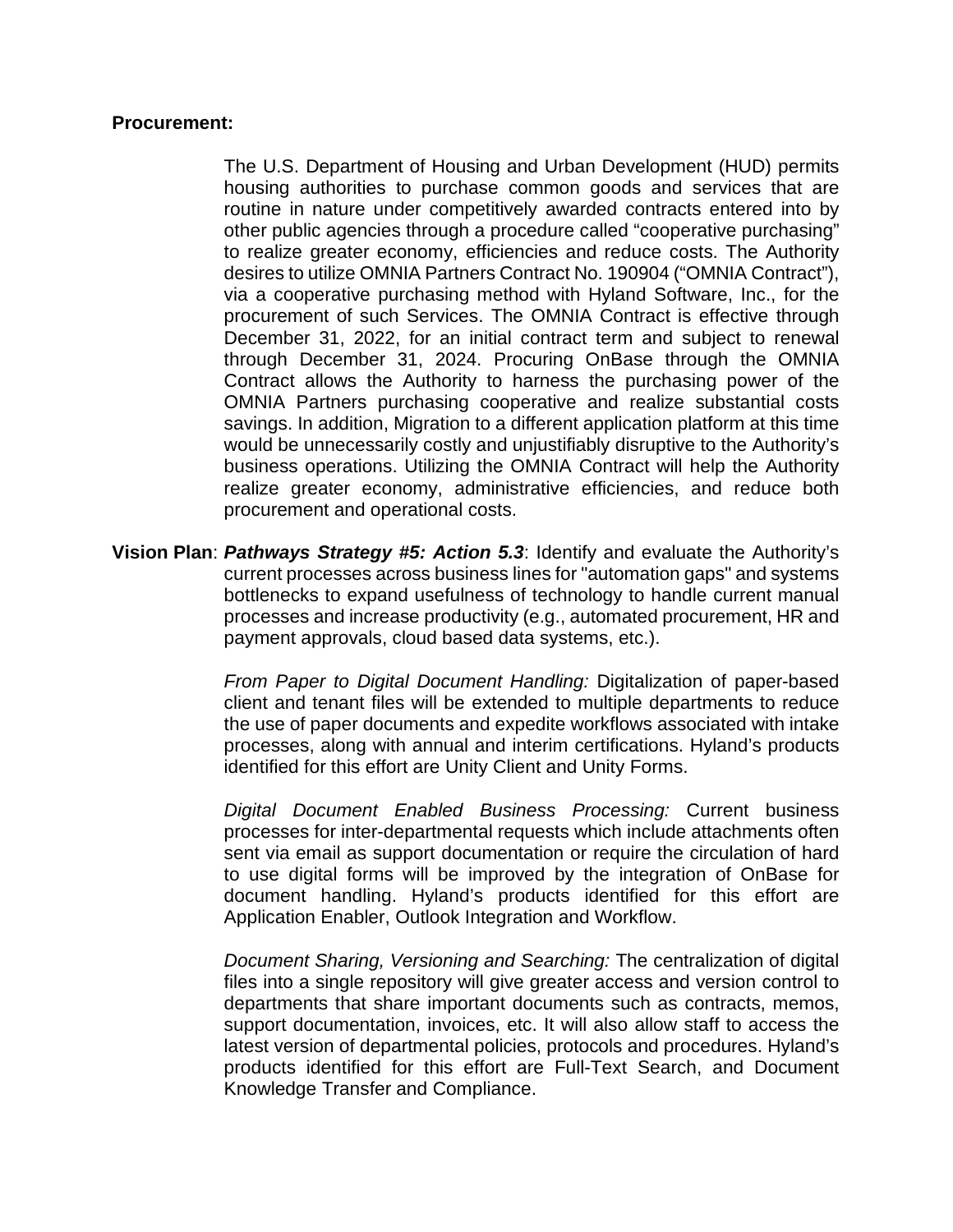**Procurement:**

The U.S. Department of Housing and Urban Development (HUD) permits housing authorities to purchase common goods and services that are routine in nature under competitively awarded contracts entered into by other public agencies through a procedure called "cooperative purchasing" to realize greater economy, efficiencies and reduce costs. The Authority desires to utilize OMNIA Partners Contract No. 190904 ("OMNIA Contract"), via a cooperative purchasing method with Hyland Software, Inc., for the procurement of such Services. The OMNIA Contract is effective through December 31, 2022, for an initial contract term and subject to renewal through December 31, 2024. Procuring OnBase through the OMNIA Contract allows the Authority to harness the purchasing power of the OMNIA Partners purchasing cooperative and realize substantial costs savings. In addition, Migration to a different application platform at this time would be unnecessarily costly and unjustifiably disruptive to the Authority's business operations. Utilizing the OMNIA Contract will help the Authority realize greater economy, administrative efficiencies, and reduce both procurement and operational costs.

**Vision Plan**: ***Pathways Strategy #5: Action 5.3***: Identify and evaluate the Authority's current processes across business lines for "automation gaps" and systems bottlenecks to expand usefulness of technology to handle current manual processes and increase productivity (e.g., automated procurement, HR and payment approvals, cloud based data systems, etc.).

*From Paper to Digital Document Handling:* Digitalization of paper-based client and tenant files will be extended to multiple departments to reduce the use of paper documents and expedite workflows associated with intake processes, along with annual and interim certifications. Hyland's products identified for this effort are Unity Client and Unity Forms.

*Digital Document Enabled Business Processing:* Current business processes for inter-departmental requests which include attachments often sent via email as support documentation or require the circulation of hard to use digital forms will be improved by the integration of OnBase for document handling. Hyland's products identified for this effort are Application Enabler, Outlook Integration and Workflow.

*Document Sharing, Versioning and Searching:* The centralization of digital files into a single repository will give greater access and version control to departments that share important documents such as contracts, memos, support documentation, invoices, etc. It will also allow staff to access the latest version of departmental policies, protocols and procedures. Hyland's products identified for this effort are Full-Text Search, and Document Knowledge Transfer and Compliance.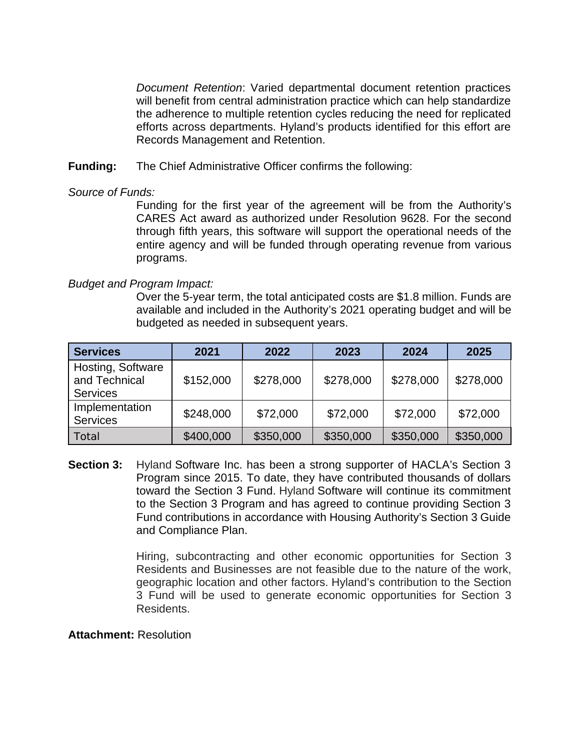*Document Retention*: Varied departmental document retention practices will benefit from central administration practice which can help standardize the adherence to multiple retention cycles reducing the need for replicated efforts across departments. Hyland's products identified for this effort are Records Management and Retention.

**Funding:** The Chief Administrative Officer confirms the following:

*Source of Funds:*

Funding for the first year of the agreement will be from the Authority's CARES Act award as authorized under Resolution 9628. For the second through fifth years, this software will support the operational needs of the entire agency and will be funded through operating revenue from various programs.

*Budget and Program Impact:*

Over the 5-year term, the total anticipated costs are $1.8 million. Funds are available and included in the Authority's 2021 operating budget and will be budgeted as needed in subsequent years.

| Services | 2021 | 2022 | 2023 | 2024 | 2025 |
|---|---|---|---|---|---|
| Hosting, Software and Technical Services | $152,000 | $278,000 | $278,000 | $278,000 | $278,000 |
| Implementation Services | $248,000 | $72,000 | $72,000 | $72,000 | $72,000 |
| Total | $400,000 | $350,000 | $350,000 | $350,000 | $350,000 |

**Section 3:** Hyland Software Inc. has been a strong supporter of HACLA's Section 3 Program since 2015. To date, they have contributed thousands of dollars toward the Section 3 Fund. Hyland Software will continue its commitment to the Section 3 Program and has agreed to continue providing Section 3 Fund contributions in accordance with Housing Authority's Section 3 Guide and Compliance Plan.

Hiring, subcontracting and other economic opportunities for Section 3 Residents and Businesses are not feasible due to the nature of the work, geographic location and other factors. Hyland's contribution to the Section 3 Fund will be used to generate economic opportunities for Section 3 Residents.

**Attachment:** Resolution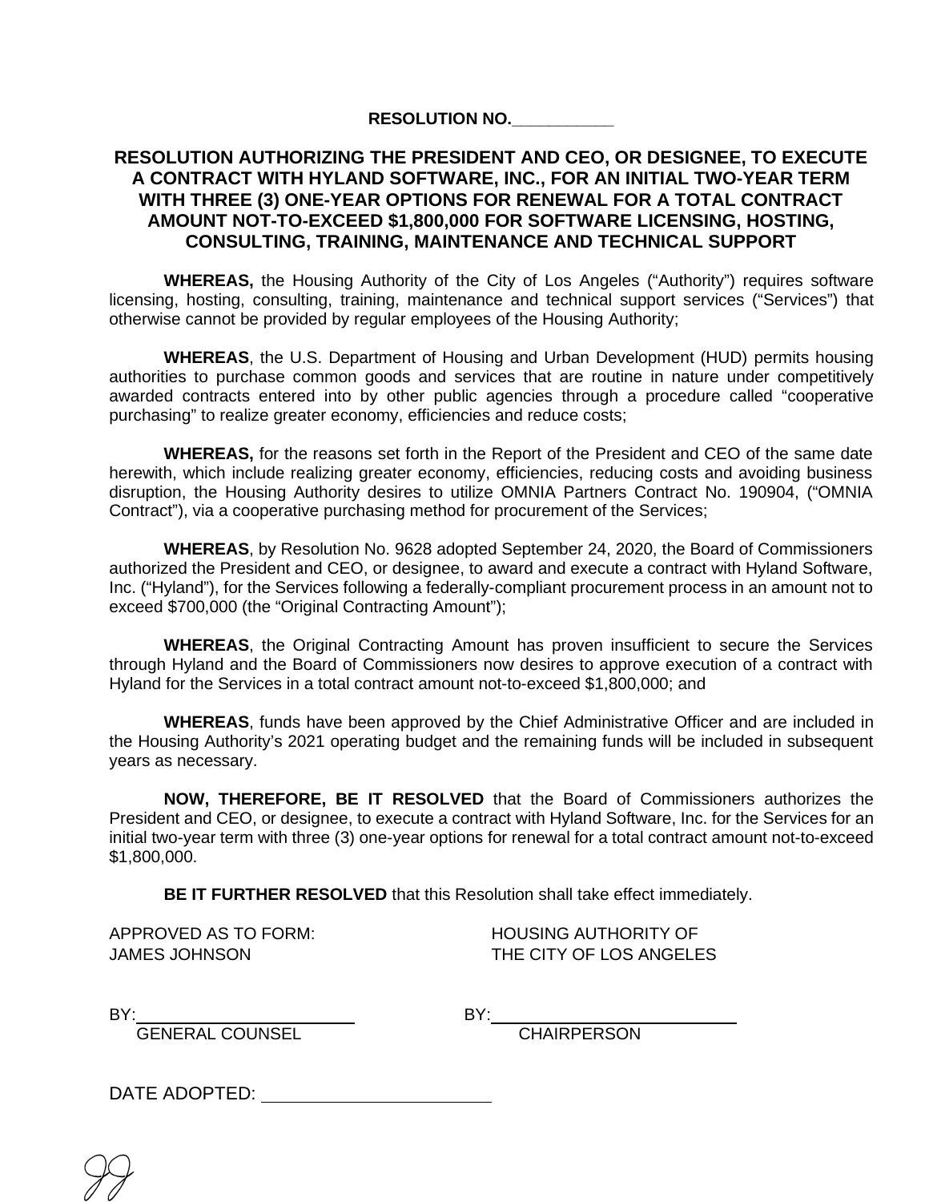**RESOLUTION NO.___________**

**RESOLUTION AUTHORIZING THE PRESIDENT AND CEO, OR DESIGNEE, TO EXECUTE A CONTRACT WITH HYLAND SOFTWARE, INC., FOR AN INITIAL TWO-YEAR TERM WITH THREE (3) ONE-YEAR OPTIONS FOR RENEWAL FOR A TOTAL CONTRACT AMOUNT NOT-TO-EXCEED $1,800,000 FOR SOFTWARE LICENSING, HOSTING, CONSULTING, TRAINING, MAINTENANCE AND TECHNICAL SUPPORT**

**WHEREAS,** the Housing Authority of the City of Los Angeles ("Authority") requires software licensing, hosting, consulting, training, maintenance and technical support services ("Services") that otherwise cannot be provided by regular employees of the Housing Authority;

**WHEREAS**, the U.S. Department of Housing and Urban Development (HUD) permits housing authorities to purchase common goods and services that are routine in nature under competitively awarded contracts entered into by other public agencies through a procedure called "cooperative purchasing" to realize greater economy, efficiencies and reduce costs;

**WHEREAS,** for the reasons set forth in the Report of the President and CEO of the same date herewith, which include realizing greater economy, efficiencies, reducing costs and avoiding business disruption, the Housing Authority desires to utilize OMNIA Partners Contract No. 190904, ("OMNIA Contract"), via a cooperative purchasing method for procurement of the Services;

**WHEREAS**, by Resolution No. 9628 adopted September 24, 2020, the Board of Commissioners authorized the President and CEO, or designee, to award and execute a contract with Hyland Software, Inc. ("Hyland"), for the Services following a federally-compliant procurement process in an amount not to exceed $700,000 (the "Original Contracting Amount");

**WHEREAS**, the Original Contracting Amount has proven insufficient to secure the Services through Hyland and the Board of Commissioners now desires to approve execution of a contract with Hyland for the Services in a total contract amount not-to-exceed $1,800,000; and

**WHEREAS**, funds have been approved by the Chief Administrative Officer and are included in the Housing Authority's 2021 operating budget and the remaining funds will be included in subsequent years as necessary.

**NOW, THEREFORE, BE IT RESOLVED** that the Board of Commissioners authorizes the President and CEO, or designee, to execute a contract with Hyland Software, Inc. for the Services for an initial two-year term with three (3) one-year options for renewal for a total contract amount not-to-exceed $1,800,000.

**BE IT FURTHER RESOLVED** that this Resolution shall take effect immediately.

APPROVED AS TO FORM:
JAMES JOHNSON

BY:________________________
GENERAL COUNSEL

HOUSING AUTHORITY OF
THE CITY OF LOS ANGELES

BY:________________________
CHAIRPERSON

DATE ADOPTED: ________________________

JJ